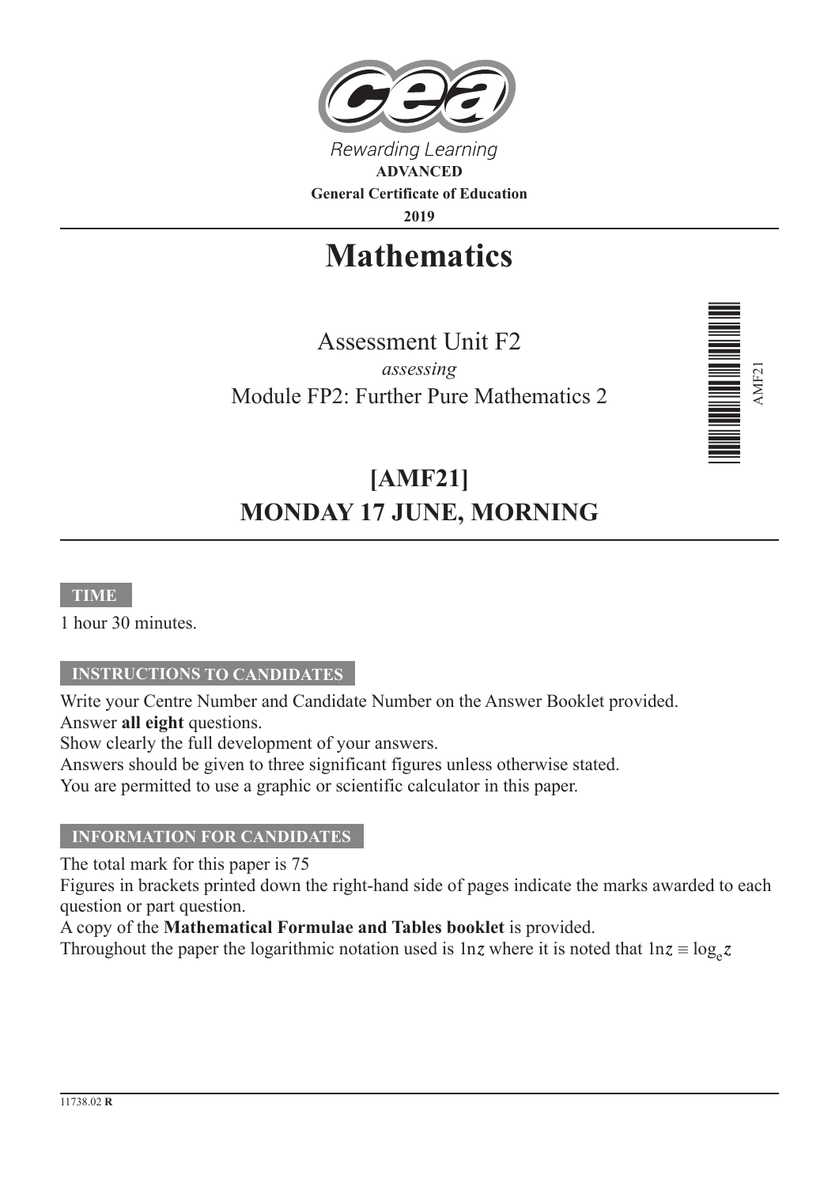Rewarding Learning

**ADVANCED**

**General Certificate of Education**

**2019**

# Mathematics

Assessment Unit F2

*assessing*

Module FP2: Further Pure Mathematics 2

AMF21

## [AMF21]

## MONDAY 17 JUNE, MORNING

**TIME**

1 hour 30 minutes.

**INSTRUCTIONS TO CANDIDATES**

Write your Centre Number and Candidate Number on the Answer Booklet provided.
Answer **all eight** questions.
Show clearly the full development of your answers.
Answers should be given to three significant figures unless otherwise stated.
You are permitted to use a graphic or scientific calculator in this paper.

**INFORMATION FOR CANDIDATES**

The total mark for this paper is 75
Figures in brackets printed down the right-hand side of pages indicate the marks awarded to each question or part question.
A copy of the **Mathematical Formulae and Tables booklet** is provided.
Throughout the paper the logarithmic notation used is $\ln z$ where it is noted that $\ln z \equiv \log_e z$

11738.02 **R**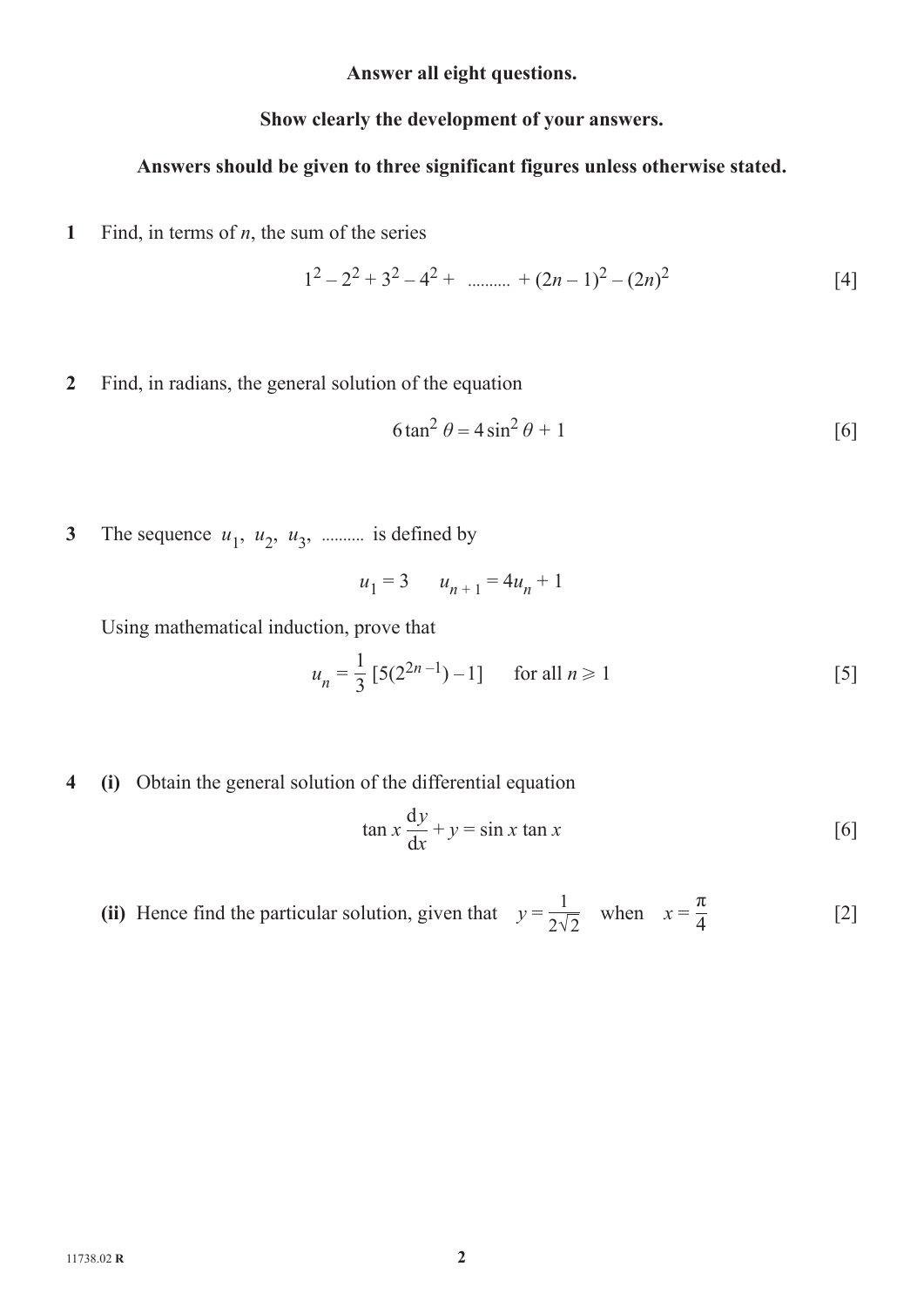**Answer all eight questions.**

**Show clearly the development of your answers.**

**Answers should be given to three significant figures unless otherwise stated.**

**1** Find, in terms of $n$, the sum of the series

$$1^2 - 2^2 + 3^2 - 4^2 + \text{ .......... } + (2n-1)^2 - (2n)^2 \qquad [4]$$

**2** Find, in radians, the general solution of the equation

$$6\tan^2\theta = 4\sin^2\theta + 1 \qquad [6]$$

**3** The sequence $u_1,\ u_2,\ u_3,$ .......... is defined by

$$u_1 = 3 \qquad u_{n+1} = 4u_n + 1$$

Using mathematical induction, prove that

$$u_n = \frac{1}{3}\,[5(2^{2n-1}) - 1] \qquad \text{for all } n \geqslant 1 \qquad [5]$$

**4** **(i)** Obtain the general solution of the differential equation

$$\tan x\,\frac{\mathrm{d}y}{\mathrm{d}x} + y = \sin x \tan x \qquad [6]$$

**(ii)** Hence find the particular solution, given that $y = \dfrac{1}{2\sqrt{2}}$ when $x = \dfrac{\pi}{4}$ [2]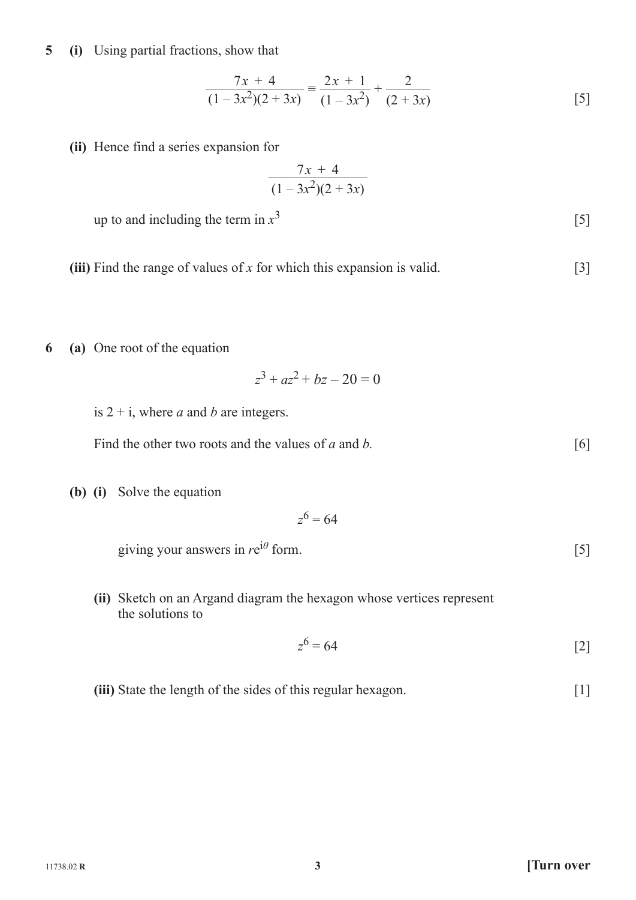**5** **(i)** Using partial fractions, show that

$$\frac{7x + 4}{(1 - 3x^2)(2 + 3x)} \equiv \frac{2x + 1}{(1 - 3x^2)} + \frac{2}{(2 + 3x)}$$ [5]

**(ii)** Hence find a series expansion for

$$\frac{7x + 4}{(1 - 3x^2)(2 + 3x)}$$

up to and including the term in $x^3$ [5]

**(iii)** Find the range of values of $x$ for which this expansion is valid. [3]

**6** **(a)** One root of the equation

$$z^3 + az^2 + bz - 20 = 0$$

is $2 + \mathrm{i}$, where $a$ and $b$ are integers.

Find the other two roots and the values of $a$ and $b$. [6]

**(b)** **(i)** Solve the equation

$$z^6 = 64$$

giving your answers in $r\mathrm{e}^{\mathrm{i}\theta}$ form. [5]

**(ii)** Sketch on an Argand diagram the hexagon whose vertices represent the solutions to

$$z^6 = 64$$ [2]

**(iii)** State the length of the sides of this regular hexagon. [1]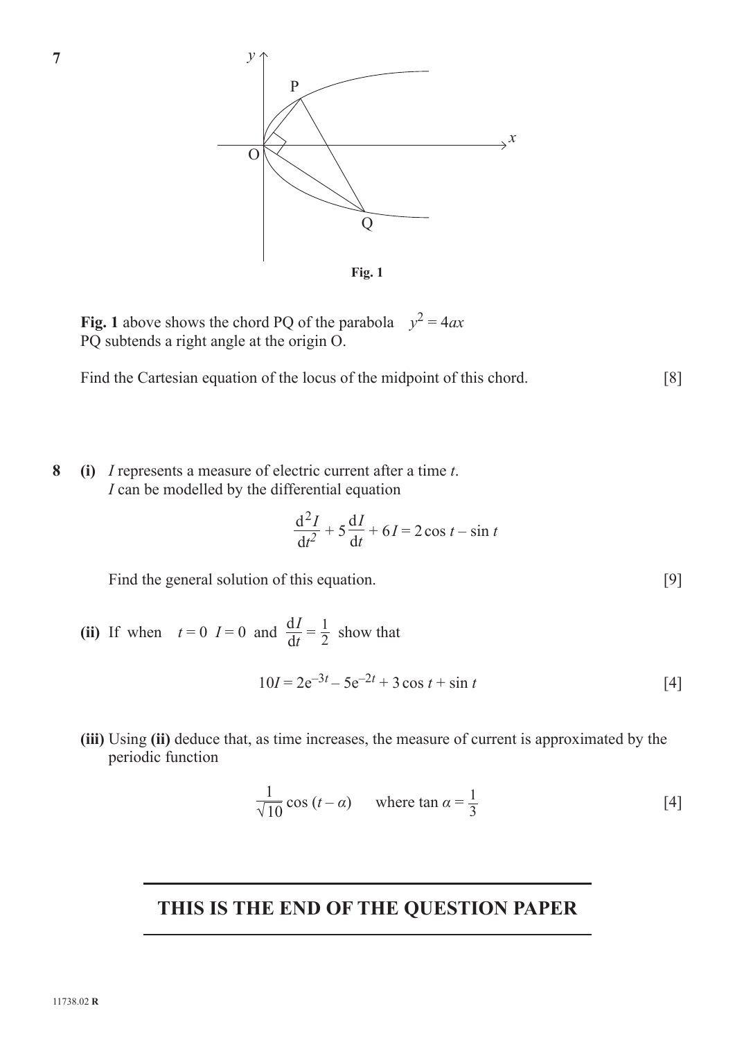**7**

y

P

x

O

Q

Fig. 1

**Fig. 1** above shows the chord PQ of the parabola $y^2 = 4ax$
PQ subtends a right angle at the origin O.

Find the Cartesian equation of the locus of the midpoint of this chord. [8]

**8** **(i)** $I$ represents a measure of electric current after a time $t$.
$I$ can be modelled by the differential equation

$$\frac{d^2I}{dt^2} + 5\frac{dI}{dt} + 6I = 2\cos t - \sin t$$

Find the general solution of this equation. [9]

**(ii)** If when $t = 0$ $I = 0$ and $\frac{dI}{dt} = \frac{1}{2}$ show that

$$10I = 2e^{-3t} - 5e^{-2t} + 3\cos t + \sin t$$ [4]

**(iii)** Using **(ii)** deduce that, as time increases, the measure of current is approximated by the periodic function

$$\frac{1}{\sqrt{10}}\cos(t - \alpha) \qquad \text{where } \tan\alpha = \frac{1}{3}$$ [4]

## THIS IS THE END OF THE QUESTION PAPER